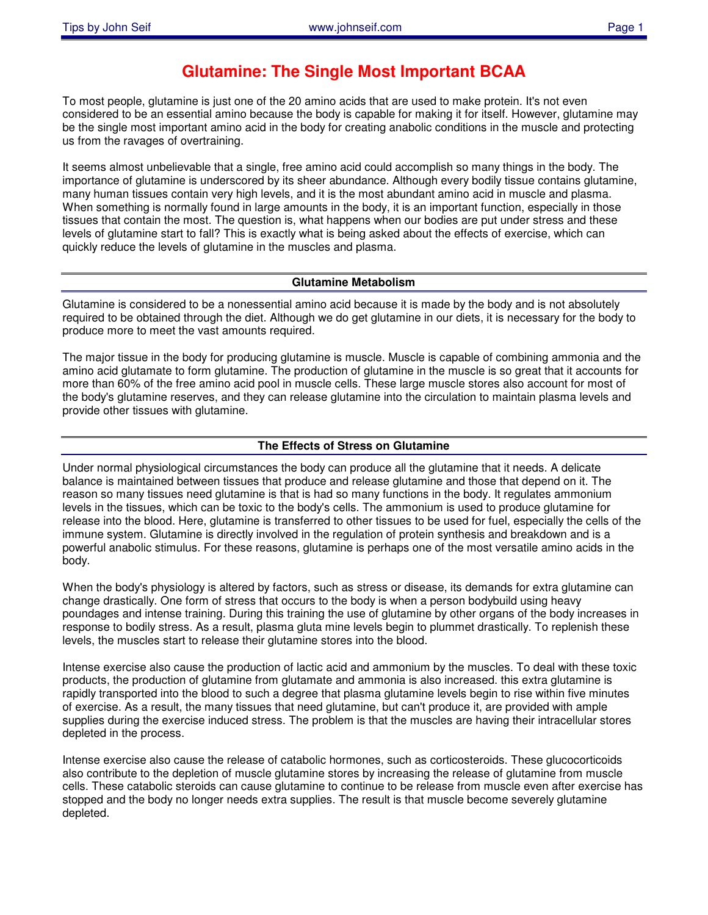# Glutamine: The Single Most Important BCAA

To most people, glutamine is just one of the 20 amino acids that are used to make protein. It's not even considered to be an essential amino because the body is capable for making it for itself. However, glutamine may be the single most important amino acid in the body for creating anabolic conditions in the muscle and protecting us from the ravages of overtraining.

It seems almost unbelievable that a single, free amino acid could accomplish so many things in the body. The importance of glutamine is underscored by its sheer abundance. Although every bodily tissue contains glutamine, many human tissues contain very high levels, and it is the most abundant amino acid in muscle and plasma. When something is normally found in large amounts in the body, it is an important function, especially in those tissues that contain the most. The question is, what happens when our bodies are put under stress and these levels of glutamine start to fall? This is exactly what is being asked about the effects of exercise, which can quickly reduce the levels of glutamine in the muscles and plasma.

## Glutamine Metabolism

Glutamine is considered to be a nonessential amino acid because it is made by the body and is not absolutely required to be obtained through the diet. Although we do get glutamine in our diets, it is necessary for the body to produce more to meet the vast amounts required.

The major tissue in the body for producing glutamine is muscle. Muscle is capable of combining ammonia and the amino acid glutamate to form glutamine. The production of glutamine in the muscle is so great that it accounts for more than 60% of the free amino acid pool in muscle cells. These large muscle stores also account for most of the body's glutamine reserves, and they can release glutamine into the circulation to maintain plasma levels and provide other tissues with glutamine.

## The Effects of Stress on Glutamine

Under normal physiological circumstances the body can produce all the glutamine that it needs. A delicate balance is maintained between tissues that produce and release glutamine and those that depend on it. The reason so many tissues need glutamine is that is had so many functions in the body. It regulates ammonium levels in the tissues, which can be toxic to the body's cells. The ammonium is used to produce glutamine for release into the blood. Here, glutamine is transferred to other tissues to be used for fuel, especially the cells of the immune system. Glutamine is directly involved in the regulation of protein synthesis and breakdown and is a powerful anabolic stimulus. For these reasons, glutamine is perhaps one of the most versatile amino acids in the body.

When the body's physiology is altered by factors, such as stress or disease, its demands for extra glutamine can change drastically. One form of stress that occurs to the body is when a person bodybuild using heavy poundages and intense training. During this training the use of glutamine by other organs of the body increases in response to bodily stress. As a result, plasma gluta mine levels begin to plummet drastically. To replenish these levels, the muscles start to release their glutamine stores into the blood.

Intense exercise also cause the production of lactic acid and ammonium by the muscles. To deal with these toxic products, the production of glutamine from glutamate and ammonia is also increased. this extra glutamine is rapidly transported into the blood to such a degree that plasma glutamine levels begin to rise within five minutes of exercise. As a result, the many tissues that need glutamine, but can't produce it, are provided with ample supplies during the exercise induced stress. The problem is that the muscles are having their intracellular stores depleted in the process.

Intense exercise also cause the release of catabolic hormones, such as corticosteroids. These glucocorticoids also contribute to the depletion of muscle glutamine stores by increasing the release of glutamine from muscle cells. These catabolic steroids can cause glutamine to continue to be release from muscle even after exercise has stopped and the body no longer needs extra supplies. The result is that muscle become severely glutamine depleted.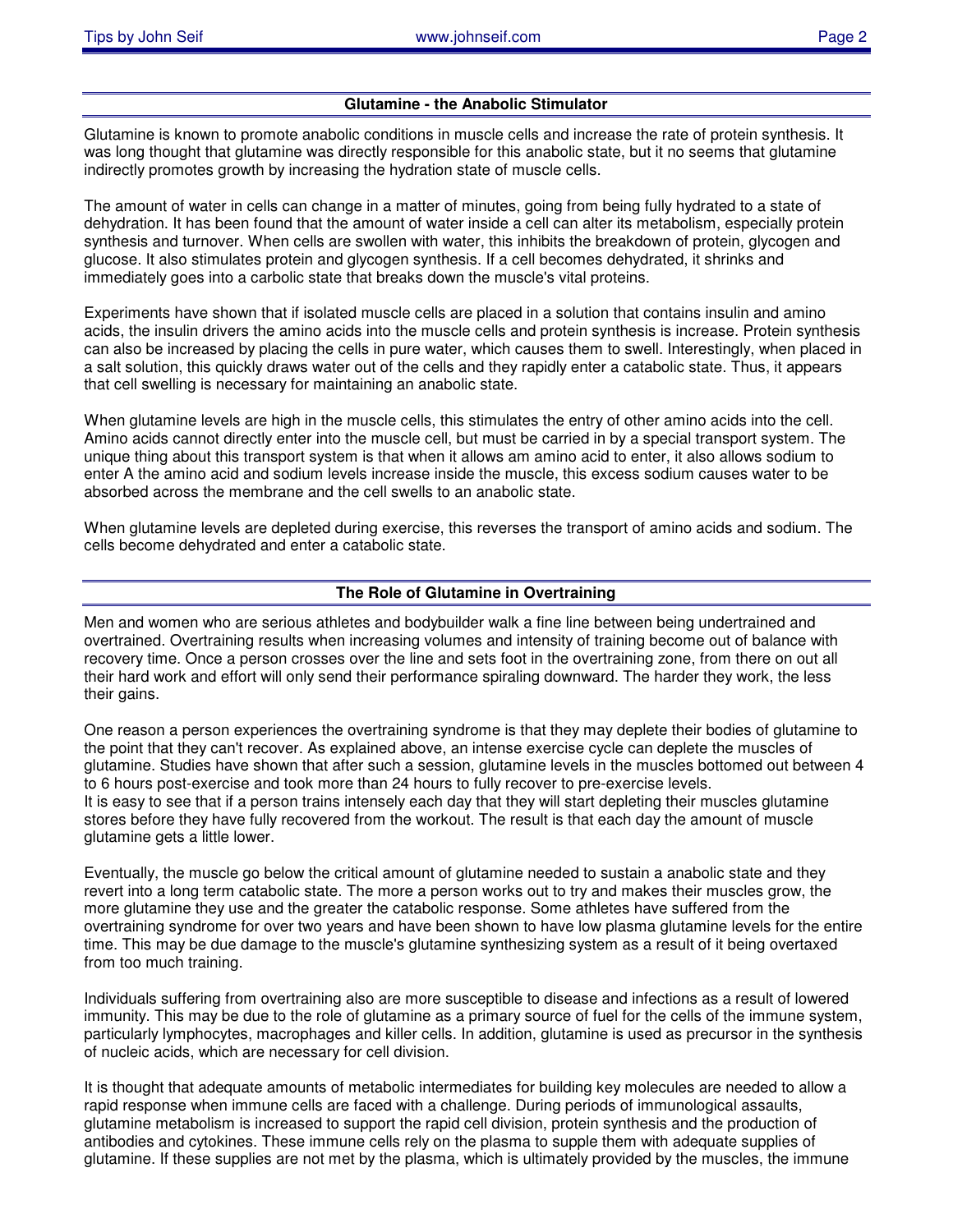## Glutamine - the Anabolic Stimulator

Glutamine is known to promote anabolic conditions in muscle cells and increase the rate of protein synthesis. It was long thought that glutamine was directly responsible for this anabolic state, but it no seems that glutamine indirectly promotes growth by increasing the hydration state of muscle cells.

The amount of water in cells can change in a matter of minutes, going from being fully hydrated to a state of dehydration. It has been found that the amount of water inside a cell can alter its metabolism, especially protein synthesis and turnover. When cells are swollen with water, this inhibits the breakdown of protein, glycogen and glucose. It also stimulates protein and glycogen synthesis. If a cell becomes dehydrated, it shrinks and immediately goes into a carbolic state that breaks down the muscle's vital proteins.

Experiments have shown that if isolated muscle cells are placed in a solution that contains insulin and amino acids, the insulin drivers the amino acids into the muscle cells and protein synthesis is increase. Protein synthesis can also be increased by placing the cells in pure water, which causes them to swell. Interestingly, when placed in a salt solution, this quickly draws water out of the cells and they rapidly enter a catabolic state. Thus, it appears that cell swelling is necessary for maintaining an anabolic state.

When glutamine levels are high in the muscle cells, this stimulates the entry of other amino acids into the cell. Amino acids cannot directly enter into the muscle cell, but must be carried in by a special transport system. The unique thing about this transport system is that when it allows am amino acid to enter, it also allows sodium to enter A the amino acid and sodium levels increase inside the muscle, this excess sodium causes water to be absorbed across the membrane and the cell swells to an anabolic state.

When glutamine levels are depleted during exercise, this reverses the transport of amino acids and sodium. The cells become dehydrated and enter a catabolic state.

## The Role of Glutamine in Overtraining

Men and women who are serious athletes and bodybuilder walk a fine line between being undertrained and overtrained. Overtraining results when increasing volumes and intensity of training become out of balance with recovery time. Once a person crosses over the line and sets foot in the overtraining zone, from there on out all their hard work and effort will only send their performance spiraling downward. The harder they work, the less their gains.

One reason a person experiences the overtraining syndrome is that they may deplete their bodies of glutamine to the point that they can't recover. As explained above, an intense exercise cycle can deplete the muscles of glutamine. Studies have shown that after such a session, glutamine levels in the muscles bottomed out between 4 to 6 hours post-exercise and took more than 24 hours to fully recover to pre-exercise levels.
It is easy to see that if a person trains intensely each day that they will start depleting their muscles glutamine stores before they have fully recovered from the workout. The result is that each day the amount of muscle glutamine gets a little lower.

Eventually, the muscle go below the critical amount of glutamine needed to sustain a anabolic state and they revert into a long term catabolic state. The more a person works out to try and makes their muscles grow, the more glutamine they use and the greater the catabolic response. Some athletes have suffered from the overtraining syndrome for over two years and have been shown to have low plasma glutamine levels for the entire time. This may be due damage to the muscle's glutamine synthesizing system as a result of it being overtaxed from too much training.

Individuals suffering from overtraining also are more susceptible to disease and infections as a result of lowered immunity. This may be due to the role of glutamine as a primary source of fuel for the cells of the immune system, particularly lymphocytes, macrophages and killer cells. In addition, glutamine is used as precursor in the synthesis of nucleic acids, which are necessary for cell division.

It is thought that adequate amounts of metabolic intermediates for building key molecules are needed to allow a rapid response when immune cells are faced with a challenge. During periods of immunological assaults, glutamine metabolism is increased to support the rapid cell division, protein synthesis and the production of antibodies and cytokines. These immune cells rely on the plasma to supple them with adequate supplies of glutamine. If these supplies are not met by the plasma, which is ultimately provided by the muscles, the immune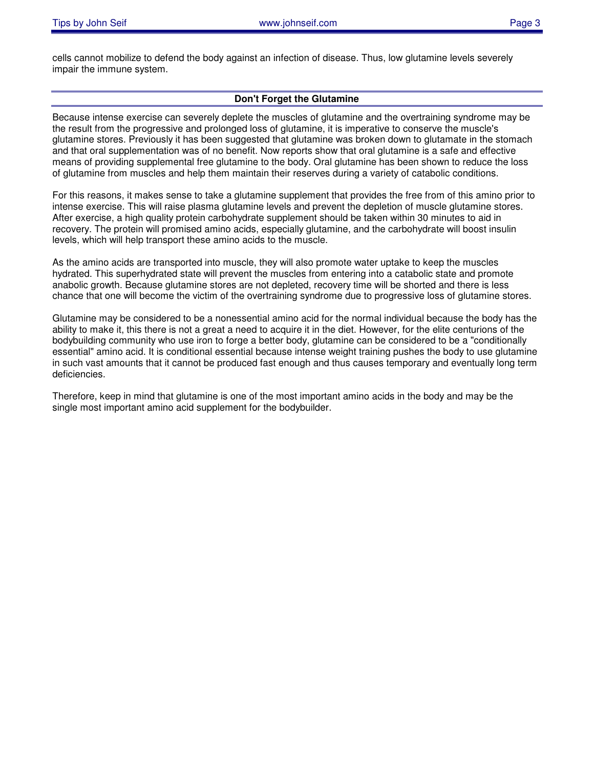cells cannot mobilize to defend the body against an infection of disease. Thus, low glutamine levels severely impair the immune system.

## Don't Forget the Glutamine

Because intense exercise can severely deplete the muscles of glutamine and the overtraining syndrome may be the result from the progressive and prolonged loss of glutamine, it is imperative to conserve the muscle's glutamine stores. Previously it has been suggested that glutamine was broken down to glutamate in the stomach and that oral supplementation was of no benefit. Now reports show that oral glutamine is a safe and effective means of providing supplemental free glutamine to the body. Oral glutamine has been shown to reduce the loss of glutamine from muscles and help them maintain their reserves during a variety of catabolic conditions.

For this reasons, it makes sense to take a glutamine supplement that provides the free from of this amino prior to intense exercise. This will raise plasma glutamine levels and prevent the depletion of muscle glutamine stores. After exercise, a high quality protein carbohydrate supplement should be taken within 30 minutes to aid in recovery. The protein will promised amino acids, especially glutamine, and the carbohydrate will boost insulin levels, which will help transport these amino acids to the muscle.

As the amino acids are transported into muscle, they will also promote water uptake to keep the muscles hydrated. This superhydrated state will prevent the muscles from entering into a catabolic state and promote anabolic growth. Because glutamine stores are not depleted, recovery time will be shorted and there is less chance that one will become the victim of the overtraining syndrome due to progressive loss of glutamine stores.

Glutamine may be considered to be a nonessential amino acid for the normal individual because the body has the ability to make it, this there is not a great a need to acquire it in the diet. However, for the elite centurions of the bodybuilding community who use iron to forge a better body, glutamine can be considered to be a "conditionally essential" amino acid. It is conditional essential because intense weight training pushes the body to use glutamine in such vast amounts that it cannot be produced fast enough and thus causes temporary and eventually long term deficiencies.

Therefore, keep in mind that glutamine is one of the most important amino acids in the body and may be the single most important amino acid supplement for the bodybuilder.